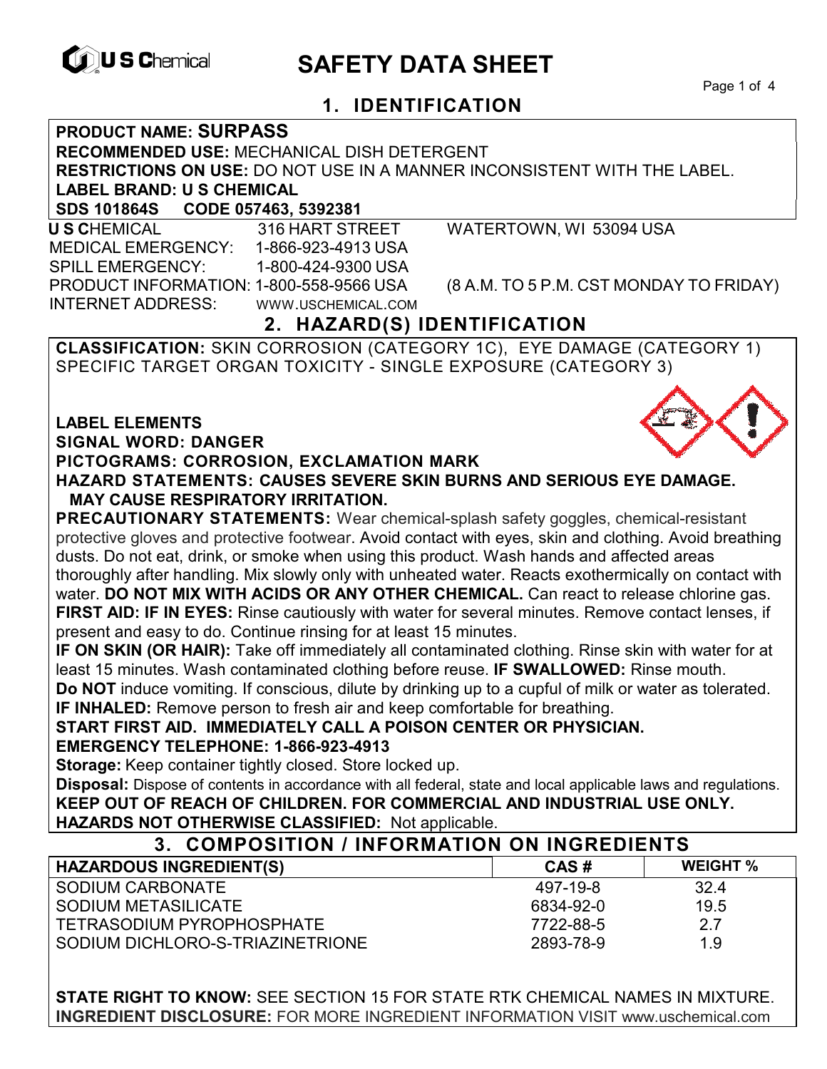U S Chemical

# SAFETY DATA SHEET

## 1. IDENTIFICATION

**PRODUCT NAME: SURPASS**
**RECOMMENDED USE:** MECHANICAL DISH DETERGENT
**RESTRICTIONS ON USE:** DO NOT USE IN A MANNER INCONSISTENT WITH THE LABEL.
**LABEL BRAND: U S CHEMICAL**
**SDS 101864S CODE 057463, 5392381**

**U S C**HEMICAL 316 HART STREET WATERTOWN, WI 53094 USA
MEDICAL EMERGENCY: 1-866-923-4913 USA
SPILL EMERGENCY: 1-800-424-9300 USA
PRODUCT INFORMATION: 1-800-558-9566 USA (8 A.M. TO 5 P.M. CST MONDAY TO FRIDAY)
INTERNET ADDRESS: WWW.USCHEMICAL.COM

## 2. HAZARD(S) IDENTIFICATION

**CLASSIFICATION:** SKIN CORROSION (CATEGORY 1C), EYE DAMAGE (CATEGORY 1) SPECIFIC TARGET ORGAN TOXICITY - SINGLE EXPOSURE (CATEGORY 3)

**LABEL ELEMENTS**
**SIGNAL WORD: DANGER**
**PICTOGRAMS: CORROSION, EXCLAMATION MARK**
**HAZARD STATEMENTS: CAUSES SEVERE SKIN BURNS AND SERIOUS EYE DAMAGE. MAY CAUSE RESPIRATORY IRRITATION.**
**PRECAUTIONARY STATEMENTS:** Wear chemical-splash safety goggles, chemical-resistant protective gloves and protective footwear. Avoid contact with eyes, skin and clothing. Avoid breathing dusts. Do not eat, drink, or smoke when using this product. Wash hands and affected areas thoroughly after handling. Mix slowly only with unheated water. Reacts exothermically on contact with water. **DO NOT MIX WITH ACIDS OR ANY OTHER CHEMICAL.** Can react to release chlorine gas.
**FIRST AID: IF IN EYES:** Rinse cautiously with water for several minutes. Remove contact lenses, if present and easy to do. Continue rinsing for at least 15 minutes.
**IF ON SKIN (OR HAIR):** Take off immediately all contaminated clothing. Rinse skin with water for at least 15 minutes. Wash contaminated clothing before reuse. **IF SWALLOWED:** Rinse mouth. **Do NOT** induce vomiting. If conscious, dilute by drinking up to a cupful of milk or water as tolerated.
**IF INHALED:** Remove person to fresh air and keep comfortable for breathing.
**START FIRST AID. IMMEDIATELY CALL A POISON CENTER OR PHYSICIAN.**
**EMERGENCY TELEPHONE: 1-866-923-4913**
**Storage:** Keep container tightly closed. Store locked up.
**Disposal:** Dispose of contents in accordance with all federal, state and local applicable laws and regulations.
**KEEP OUT OF REACH OF CHILDREN. FOR COMMERCIAL AND INDUSTRIAL USE ONLY.**
**HAZARDS NOT OTHERWISE CLASSIFIED:** Not applicable.

## 3. COMPOSITION / INFORMATION ON INGREDIENTS

| HAZARDOUS INGREDIENT(S) | CAS # | WEIGHT % |
|---|---|---|
| SODIUM CARBONATE | 497-19-8 | 32.4 |
| SODIUM METASILICATE | 6834-92-0 | 19.5 |
| TETRASODIUM PYROPHOSPHATE | 7722-88-5 | 2.7 |
| SODIUM DICHLORO-S-TRIAZINETRIONE | 2893-78-9 | 1.9 |

**STATE RIGHT TO KNOW:** SEE SECTION 15 FOR STATE RTK CHEMICAL NAMES IN MIXTURE.
**INGREDIENT DISCLOSURE:** FOR MORE INGREDIENT INFORMATION VISIT www.uschemical.com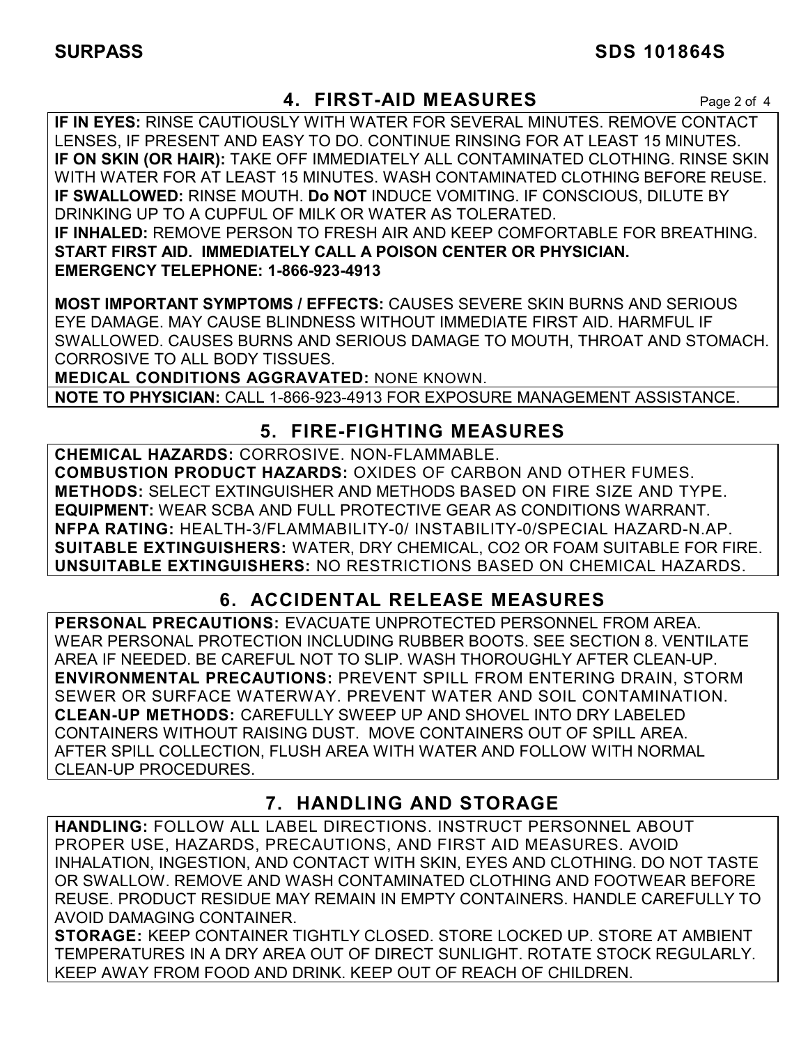## 4. FIRST-AID MEASURES

**IF IN EYES:** RINSE CAUTIOUSLY WITH WATER FOR SEVERAL MINUTES. REMOVE CONTACT LENSES, IF PRESENT AND EASY TO DO. CONTINUE RINSING FOR AT LEAST 15 MINUTES.
**IF ON SKIN (OR HAIR):** TAKE OFF IMMEDIATELY ALL CONTAMINATED CLOTHING. RINSE SKIN WITH WATER FOR AT LEAST 15 MINUTES. WASH CONTAMINATED CLOTHING BEFORE REUSE.
**IF SWALLOWED:** RINSE MOUTH. **Do NOT** INDUCE VOMITING. IF CONSCIOUS, DILUTE BY DRINKING UP TO A CUPFUL OF MILK OR WATER AS TOLERATED.
**IF INHALED:** REMOVE PERSON TO FRESH AIR AND KEEP COMFORTABLE FOR BREATHING.
**START FIRST AID. IMMEDIATELY CALL A POISON CENTER OR PHYSICIAN.**
**EMERGENCY TELEPHONE: 1-866-923-4913**

**MOST IMPORTANT SYMPTOMS / EFFECTS:** CAUSES SEVERE SKIN BURNS AND SERIOUS EYE DAMAGE. MAY CAUSE BLINDNESS WITHOUT IMMEDIATE FIRST AID. HARMFUL IF SWALLOWED. CAUSES BURNS AND SERIOUS DAMAGE TO MOUTH, THROAT AND STOMACH. CORROSIVE TO ALL BODY TISSUES.
**MEDICAL CONDITIONS AGGRAVATED:** NONE KNOWN.

**NOTE TO PHYSICIAN:** CALL 1-866-923-4913 FOR EXPOSURE MANAGEMENT ASSISTANCE.

## 5. FIRE-FIGHTING MEASURES

**CHEMICAL HAZARDS:** CORROSIVE. NON-FLAMMABLE.
**COMBUSTION PRODUCT HAZARDS:** OXIDES OF CARBON AND OTHER FUMES.
**METHODS:** SELECT EXTINGUISHER AND METHODS BASED ON FIRE SIZE AND TYPE.
**EQUIPMENT:** WEAR SCBA AND FULL PROTECTIVE GEAR AS CONDITIONS WARRANT.
**NFPA RATING:** HEALTH-3/FLAMMABILITY-0/ INSTABILITY-0/SPECIAL HAZARD-N.AP.
**SUITABLE EXTINGUISHERS:** WATER, DRY CHEMICAL, CO2 OR FOAM SUITABLE FOR FIRE.
**UNSUITABLE EXTINGUISHERS:** NO RESTRICTIONS BASED ON CHEMICAL HAZARDS.

## 6. ACCIDENTAL RELEASE MEASURES

**PERSONAL PRECAUTIONS:** EVACUATE UNPROTECTED PERSONNEL FROM AREA. WEAR PERSONAL PROTECTION INCLUDING RUBBER BOOTS. SEE SECTION 8. VENTILATE AREA IF NEEDED. BE CAREFUL NOT TO SLIP. WASH THOROUGHLY AFTER CLEAN-UP.
**ENVIRONMENTAL PRECAUTIONS:** PREVENT SPILL FROM ENTERING DRAIN, STORM SEWER OR SURFACE WATERWAY. PREVENT WATER AND SOIL CONTAMINATION.
**CLEAN-UP METHODS:** CAREFULLY SWEEP UP AND SHOVEL INTO DRY LABELED CONTAINERS WITHOUT RAISING DUST. MOVE CONTAINERS OUT OF SPILL AREA. AFTER SPILL COLLECTION, FLUSH AREA WITH WATER AND FOLLOW WITH NORMAL CLEAN-UP PROCEDURES.

## 7. HANDLING AND STORAGE

**HANDLING:** FOLLOW ALL LABEL DIRECTIONS. INSTRUCT PERSONNEL ABOUT PROPER USE, HAZARDS, PRECAUTIONS, AND FIRST AID MEASURES. AVOID INHALATION, INGESTION, AND CONTACT WITH SKIN, EYES AND CLOTHING. DO NOT TASTE OR SWALLOW. REMOVE AND WASH CONTAMINATED CLOTHING AND FOOTWEAR BEFORE REUSE. PRODUCT RESIDUE MAY REMAIN IN EMPTY CONTAINERS. HANDLE CAREFULLY TO AVOID DAMAGING CONTAINER.
**STORAGE:** KEEP CONTAINER TIGHTLY CLOSED. STORE LOCKED UP. STORE AT AMBIENT TEMPERATURES IN A DRY AREA OUT OF DIRECT SUNLIGHT. ROTATE STOCK REGULARLY. KEEP AWAY FROM FOOD AND DRINK. KEEP OUT OF REACH OF CHILDREN.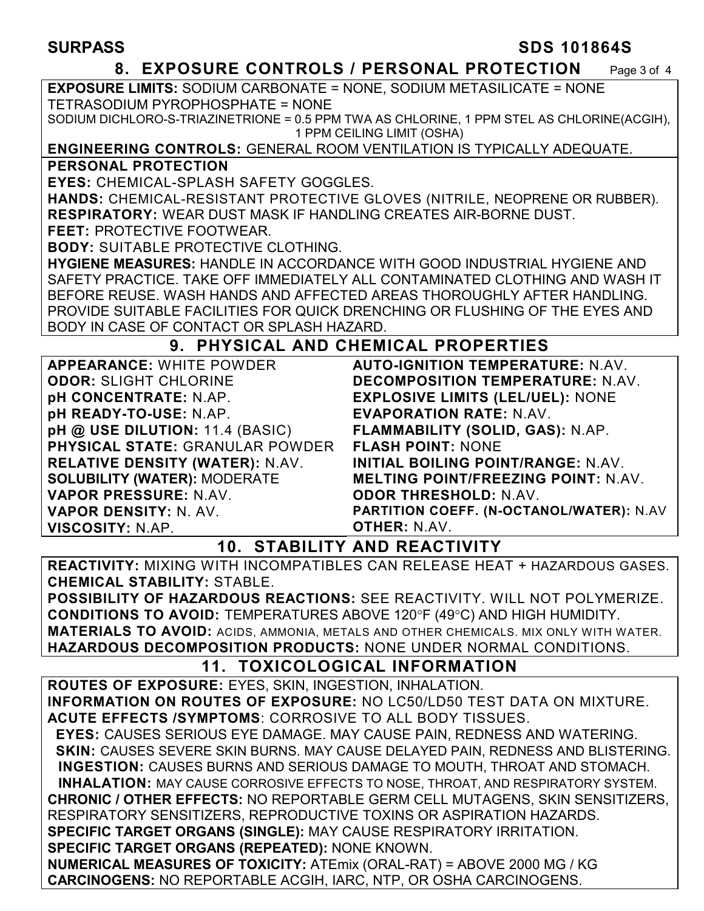## 8. EXPOSURE CONTROLS / PERSONAL PROTECTION

**EXPOSURE LIMITS:** SODIUM CARBONATE = NONE, SODIUM METASILICATE = NONE TETRASODIUM PYROPHOSPHATE = NONE
SODIUM DICHLORO-S-TRIAZINETRIONE = 0.5 PPM TWA AS CHLORINE, 1 PPM STEL AS CHLORINE(ACGIH), 1 PPM CEILING LIMIT (OSHA)

**ENGINEERING CONTROLS:** GENERAL ROOM VENTILATION IS TYPICALLY ADEQUATE.

**PERSONAL PROTECTION**

**EYES:** CHEMICAL-SPLASH SAFETY GOGGLES.

**HANDS:** CHEMICAL-RESISTANT PROTECTIVE GLOVES (NITRILE, NEOPRENE OR RUBBER).

**RESPIRATORY:** WEAR DUST MASK IF HANDLING CREATES AIR-BORNE DUST.

**FEET:** PROTECTIVE FOOTWEAR.

**BODY:** SUITABLE PROTECTIVE CLOTHING.

**HYGIENE MEASURES:** HANDLE IN ACCORDANCE WITH GOOD INDUSTRIAL HYGIENE AND SAFETY PRACTICE. TAKE OFF IMMEDIATELY ALL CONTAMINATED CLOTHING AND WASH IT BEFORE REUSE. WASH HANDS AND AFFECTED AREAS THOROUGHLY AFTER HANDLING. PROVIDE SUITABLE FACILITIES FOR QUICK DRENCHING OR FLUSHING OF THE EYES AND BODY IN CASE OF CONTACT OR SPLASH HAZARD.

## 9. PHYSICAL AND CHEMICAL PROPERTIES

**APPEARANCE:** WHITE POWDER
**ODOR:** SLIGHT CHLORINE
**pH CONCENTRATE:** N.AP.
**pH READY-TO-USE:** N.AP.
**pH @ USE DILUTION:** 11.4 (BASIC)
**PHYSICAL STATE:** GRANULAR POWDER
**RELATIVE DENSITY (WATER):** N.AV.
**SOLUBILITY (WATER):** MODERATE
**VAPOR PRESSURE:** N.AV.
**VAPOR DENSITY:** N. AV.
**VISCOSITY:** N.AP.
**AUTO-IGNITION TEMPERATURE:** N.AV.
**DECOMPOSITION TEMPERATURE:** N.AV.
**EXPLOSIVE LIMITS (LEL/UEL):** NONE
**EVAPORATION RATE:** N.AV.
**FLAMMABILITY (SOLID, GAS):** N.AP.
**FLASH POINT:** NONE
**INITIAL BOILING POINT/RANGE:** N.AV.
**MELTING POINT/FREEZING POINT:** N.AV.
**ODOR THRESHOLD:** N.AV.
**PARTITION COEFF. (N-OCTANOL/WATER):** N.AV
**OTHER:** N.AV.

## 10. STABILITY AND REACTIVITY

**REACTIVITY:** MIXING WITH INCOMPATIBLES CAN RELEASE HEAT + HAZARDOUS GASES.

**CHEMICAL STABILITY:** STABLE.

**POSSIBILITY OF HAZARDOUS REACTIONS:** SEE REACTIVITY. WILL NOT POLYMERIZE.

**CONDITIONS TO AVOID:** TEMPERATURES ABOVE 120°F (49°C) AND HIGH HUMIDITY.

**MATERIALS TO AVOID:** ACIDS, AMMONIA, METALS AND OTHER CHEMICALS. MIX ONLY WITH WATER.

**HAZARDOUS DECOMPOSITION PRODUCTS:** NONE UNDER NORMAL CONDITIONS.

## 11. TOXICOLOGICAL INFORMATION

**ROUTES OF EXPOSURE:** EYES, SKIN, INGESTION, INHALATION.

**INFORMATION ON ROUTES OF EXPOSURE:** NO LC50/LD50 TEST DATA ON MIXTURE.

**ACUTE EFFECTS /SYMPTOMS**: CORROSIVE TO ALL BODY TISSUES.

**EYES:** CAUSES SERIOUS EYE DAMAGE. MAY CAUSE PAIN, REDNESS AND WATERING.

**SKIN:** CAUSES SEVERE SKIN BURNS. MAY CAUSE DELAYED PAIN, REDNESS AND BLISTERING.

**INGESTION:** CAUSES BURNS AND SERIOUS DAMAGE TO MOUTH, THROAT AND STOMACH.

**INHALATION:** MAY CAUSE CORROSIVE EFFECTS TO NOSE, THROAT, AND RESPIRATORY SYSTEM.

**CHRONIC / OTHER EFFECTS:** NO REPORTABLE GERM CELL MUTAGENS, SKIN SENSITIZERS, RESPIRATORY SENSITIZERS, REPRODUCTIVE TOXINS OR ASPIRATION HAZARDS.

**SPECIFIC TARGET ORGANS (SINGLE):** MAY CAUSE RESPIRATORY IRRITATION.

**SPECIFIC TARGET ORGANS (REPEATED):** NONE KNOWN.

**NUMERICAL MEASURES OF TOXICITY:** ATEmix (ORAL-RAT) = ABOVE 2000 MG / KG

**CARCINOGENS:** NO REPORTABLE ACGIH, IARC, NTP, OR OSHA CARCINOGENS.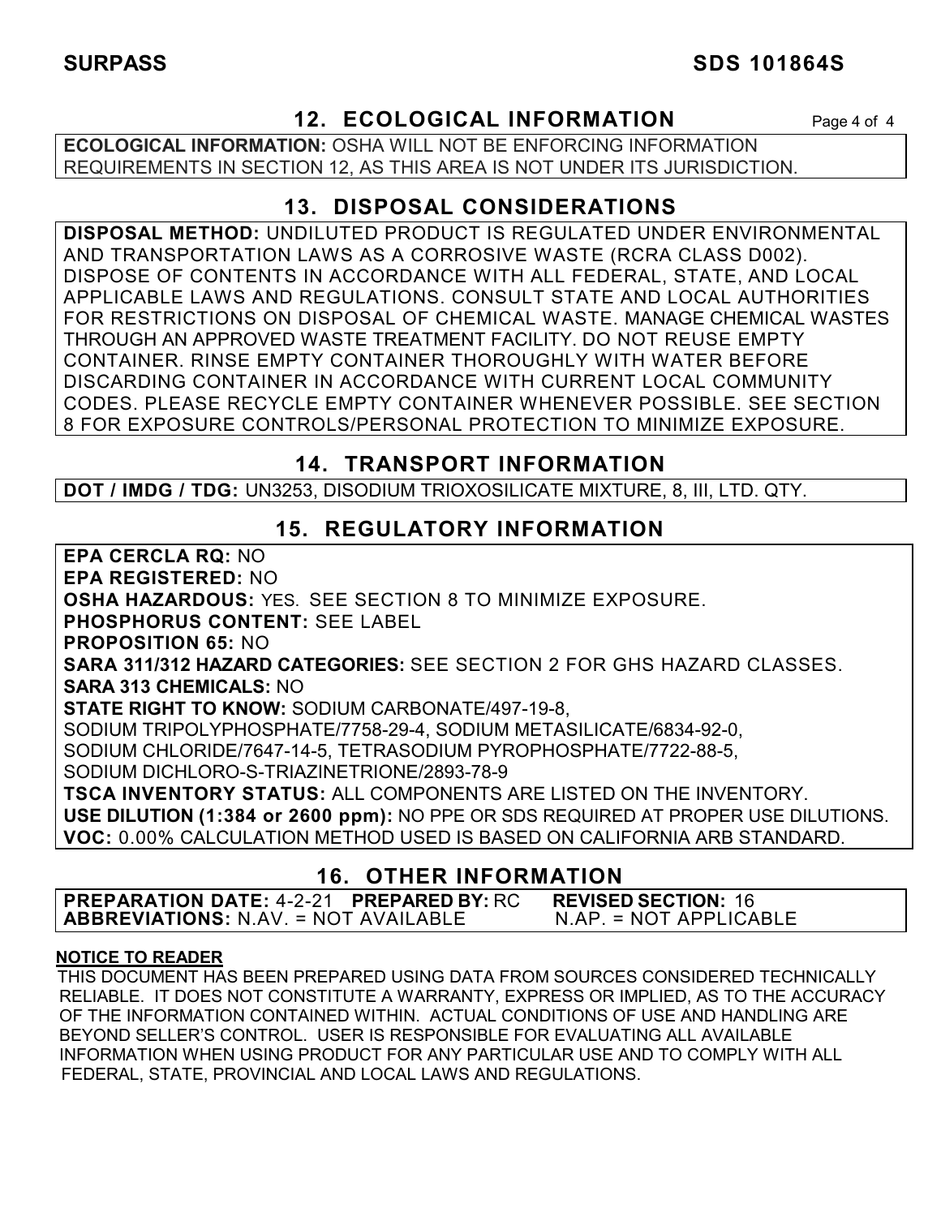## 12. ECOLOGICAL INFORMATION

**ECOLOGICAL INFORMATION:** OSHA WILL NOT BE ENFORCING INFORMATION REQUIREMENTS IN SECTION 12, AS THIS AREA IS NOT UNDER ITS JURISDICTION.

## 13. DISPOSAL CONSIDERATIONS

**DISPOSAL METHOD:** UNDILUTED PRODUCT IS REGULATED UNDER ENVIRONMENTAL AND TRANSPORTATION LAWS AS A CORROSIVE WASTE (RCRA CLASS D002). DISPOSE OF CONTENTS IN ACCORDANCE WITH ALL FEDERAL, STATE, AND LOCAL APPLICABLE LAWS AND REGULATIONS. CONSULT STATE AND LOCAL AUTHORITIES FOR RESTRICTIONS ON DISPOSAL OF CHEMICAL WASTE. MANAGE CHEMICAL WASTES THROUGH AN APPROVED WASTE TREATMENT FACILITY. DO NOT REUSE EMPTY CONTAINER. RINSE EMPTY CONTAINER THOROUGHLY WITH WATER BEFORE DISCARDING CONTAINER IN ACCORDANCE WITH CURRENT LOCAL COMMUNITY CODES. PLEASE RECYCLE EMPTY CONTAINER WHENEVER POSSIBLE. SEE SECTION 8 FOR EXPOSURE CONTROLS/PERSONAL PROTECTION TO MINIMIZE EXPOSURE.

## 14. TRANSPORT INFORMATION

**DOT / IMDG / TDG:** UN3253, DISODIUM TRIOXOSILICATE MIXTURE, 8, III, LTD. QTY.

## 15. REGULATORY INFORMATION

**EPA CERCLA RQ:** NO
**EPA REGISTERED:** NO
**OSHA HAZARDOUS:** YES. SEE SECTION 8 TO MINIMIZE EXPOSURE.
**PHOSPHORUS CONTENT:** SEE LABEL
**PROPOSITION 65:** NO
**SARA 311/312 HAZARD CATEGORIES:** SEE SECTION 2 FOR GHS HAZARD CLASSES.
**SARA 313 CHEMICALS:** NO
**STATE RIGHT TO KNOW:** SODIUM CARBONATE/497-19-8, SODIUM TRIPOLYPHOSPHATE/7758-29-4, SODIUM METASILICATE/6834-92-0, SODIUM CHLORIDE/7647-14-5, TETRASODIUM PYROPHOSPHATE/7722-88-5, SODIUM DICHLORO-S-TRIAZINETRIONE/2893-78-9
**TSCA INVENTORY STATUS:** ALL COMPONENTS ARE LISTED ON THE INVENTORY.
**USE DILUTION (1:384 or 2600 ppm):** NO PPE OR SDS REQUIRED AT PROPER USE DILUTIONS.
**VOC:** 0.00% CALCULATION METHOD USED IS BASED ON CALIFORNIA ARB STANDARD.

## 16. OTHER INFORMATION

**PREPARATION DATE:** 4-2-21 **PREPARED BY:** RC **REVISED SECTION:** 16
**ABBREVIATIONS:** N.AV. = NOT AVAILABLE N.AP. = NOT APPLICABLE

**NOTICE TO READER**

THIS DOCUMENT HAS BEEN PREPARED USING DATA FROM SOURCES CONSIDERED TECHNICALLY RELIABLE. IT DOES NOT CONSTITUTE A WARRANTY, EXPRESS OR IMPLIED, AS TO THE ACCURACY OF THE INFORMATION CONTAINED WITHIN. ACTUAL CONDITIONS OF USE AND HANDLING ARE BEYOND SELLER'S CONTROL. USER IS RESPONSIBLE FOR EVALUATING ALL AVAILABLE INFORMATION WHEN USING PRODUCT FOR ANY PARTICULAR USE AND TO COMPLY WITH ALL FEDERAL, STATE, PROVINCIAL AND LOCAL LAWS AND REGULATIONS.